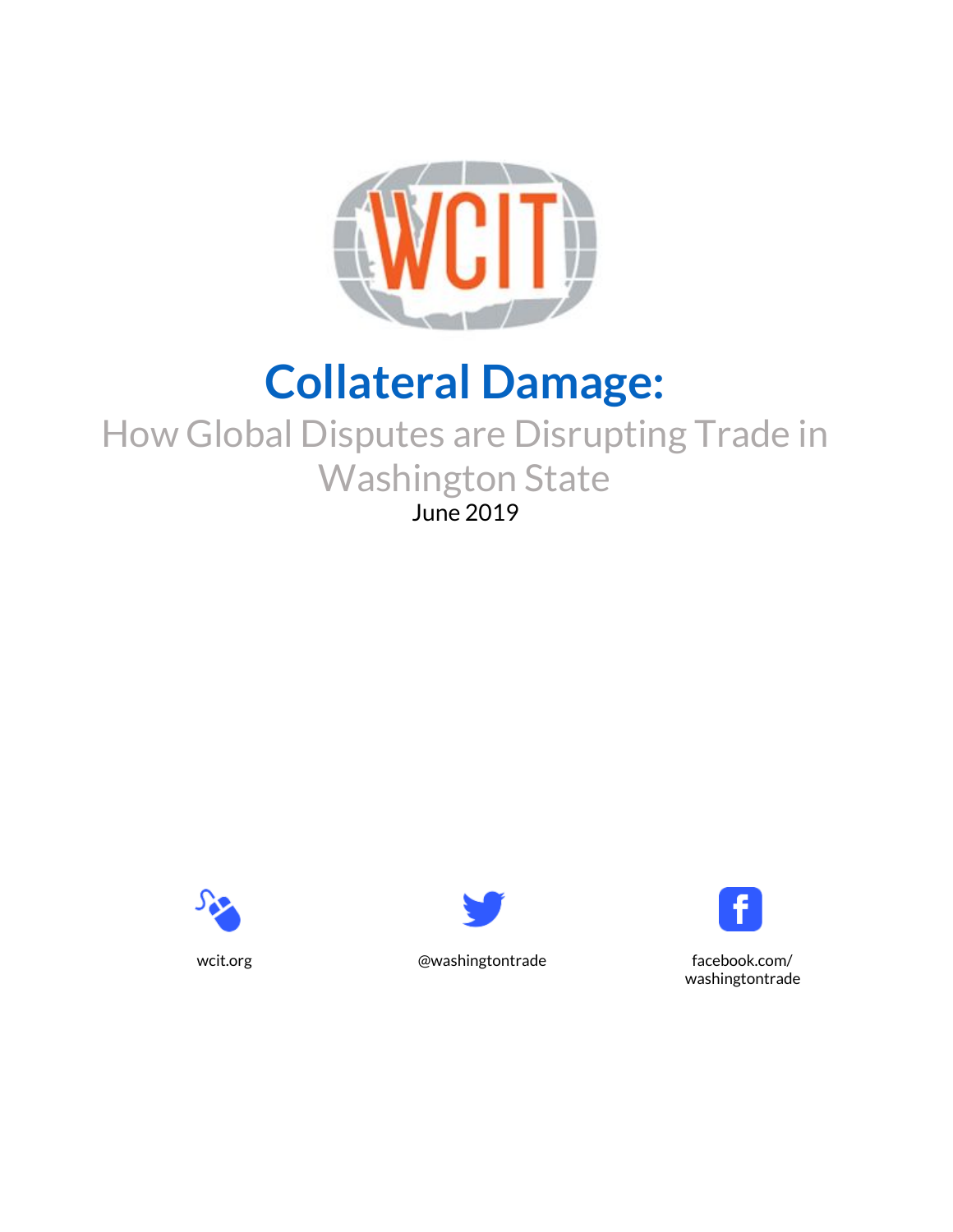WCIT

# Collateral Damage:

## How Global Disputes are Disrupting Trade in Washington State

June 2019

wcit.org

@washingtontrade

facebook.com/washingtontrade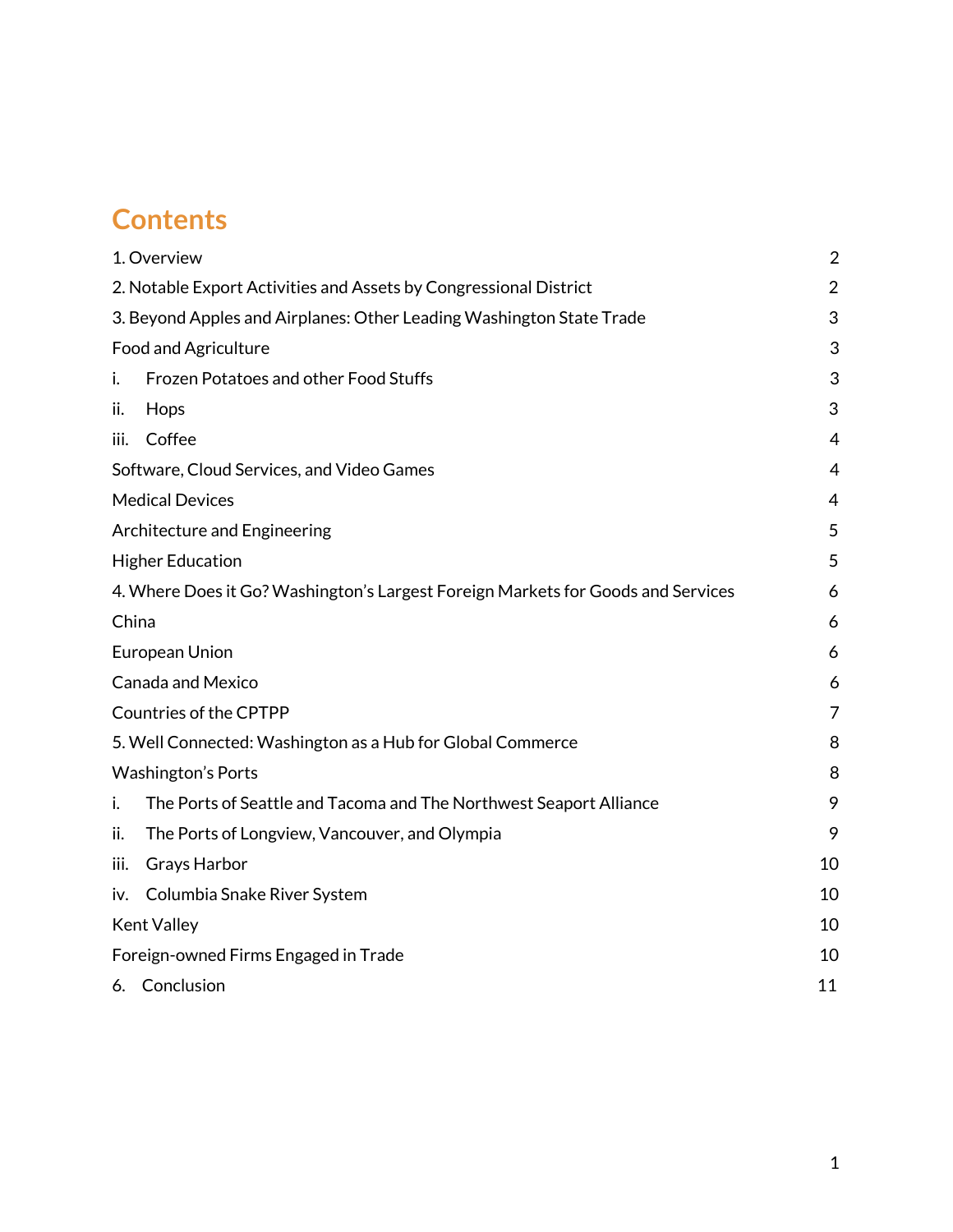# Contents

| | |
|---|---|
| 1. Overview | 2 |
| 2. Notable Export Activities and Assets by Congressional District | 2 |
| 3. Beyond Apples and Airplanes: Other Leading Washington State Trade | 3 |
| Food and Agriculture | 3 |
| i. Frozen Potatoes and other Food Stuffs | 3 |
| ii. Hops | 3 |
| iii. Coffee | 4 |
| Software, Cloud Services, and Video Games | 4 |
| Medical Devices | 4 |
| Architecture and Engineering | 5 |
| Higher Education | 5 |
| 4. Where Does it Go? Washington's Largest Foreign Markets for Goods and Services | 6 |
| China | 6 |
| European Union | 6 |
| Canada and Mexico | 6 |
| Countries of the CPTPP | 7 |
| 5. Well Connected: Washington as a Hub for Global Commerce | 8 |
| Washington's Ports | 8 |
| i. The Ports of Seattle and Tacoma and The Northwest Seaport Alliance | 9 |
| ii. The Ports of Longview, Vancouver, and Olympia | 9 |
| iii. Grays Harbor | 10 |
| iv. Columbia Snake River System | 10 |
| Kent Valley | 10 |
| Foreign-owned Firms Engaged in Trade | 10 |
| 6. Conclusion | 11 |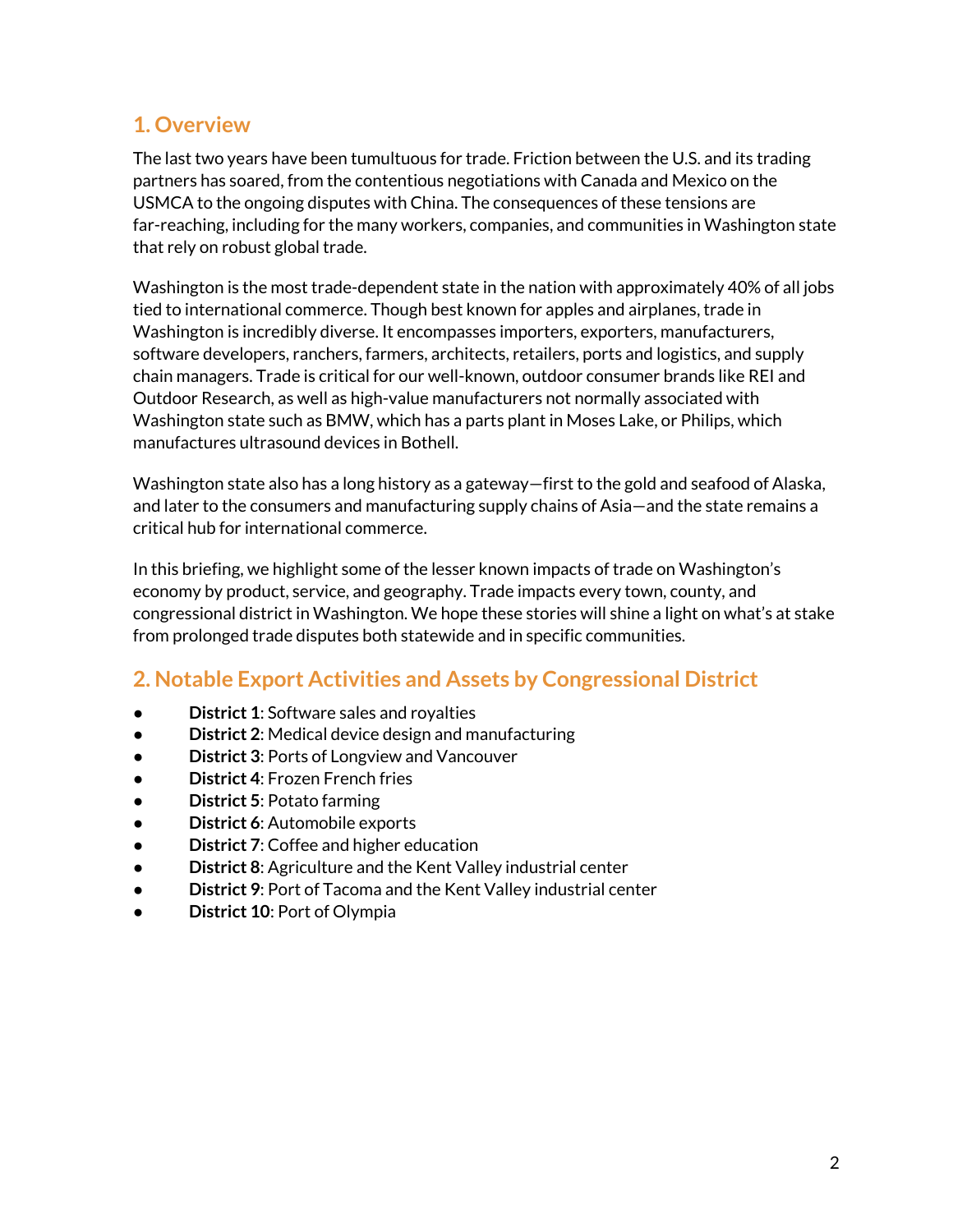## 1. Overview

The last two years have been tumultuous for trade. Friction between the U.S. and its trading partners has soared, from the contentious negotiations with Canada and Mexico on the USMCA to the ongoing disputes with China. The consequences of these tensions are far-reaching, including for the many workers, companies, and communities in Washington state that rely on robust global trade.

Washington is the most trade-dependent state in the nation with approximately 40% of all jobs tied to international commerce. Though best known for apples and airplanes, trade in Washington is incredibly diverse. It encompasses importers, exporters, manufacturers, software developers, ranchers, farmers, architects, retailers, ports and logistics, and supply chain managers. Trade is critical for our well-known, outdoor consumer brands like REI and Outdoor Research, as well as high-value manufacturers not normally associated with Washington state such as BMW, which has a parts plant in Moses Lake, or Philips, which manufactures ultrasound devices in Bothell.

Washington state also has a long history as a gateway—first to the gold and seafood of Alaska, and later to the consumers and manufacturing supply chains of Asia—and the state remains a critical hub for international commerce.

In this briefing, we highlight some of the lesser known impacts of trade on Washington's economy by product, service, and geography. Trade impacts every town, county, and congressional district in Washington. We hope these stories will shine a light on what's at stake from prolonged trade disputes both statewide and in specific communities.

## 2. Notable Export Activities and Assets by Congressional District

- **District 1**: Software sales and royalties
- **District 2**: Medical device design and manufacturing
- **District 3**: Ports of Longview and Vancouver
- **District 4**: Frozen French fries
- **District 5**: Potato farming
- **District 6**: Automobile exports
- **District 7**: Coffee and higher education
- **District 8**: Agriculture and the Kent Valley industrial center
- **District 9**: Port of Tacoma and the Kent Valley industrial center
- **District 10**: Port of Olympia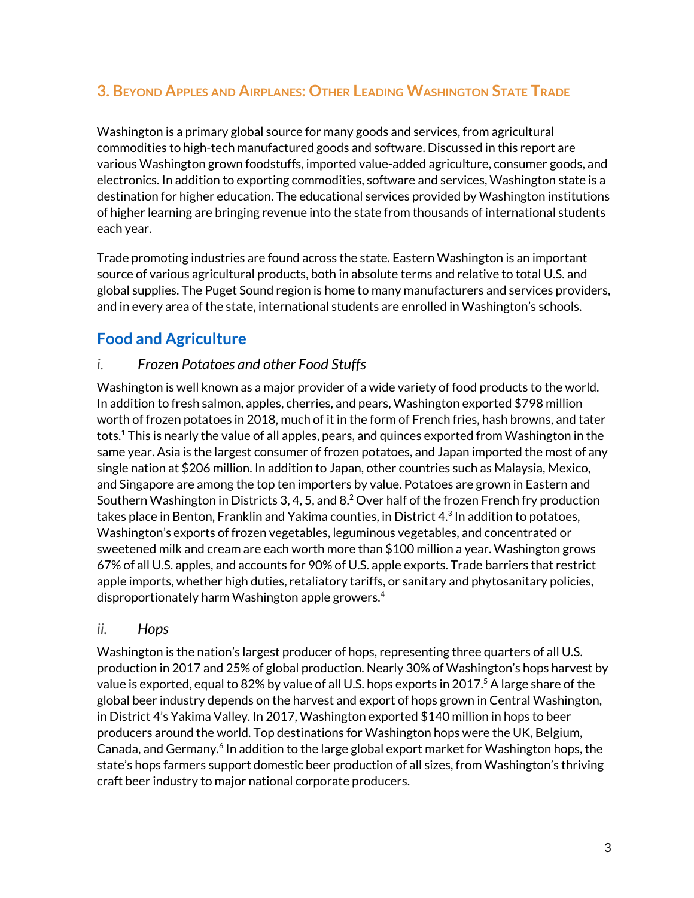## 3. Beyond Apples and Airplanes: Other Leading Washington State Trade

Washington is a primary global source for many goods and services, from agricultural commodities to high-tech manufactured goods and software. Discussed in this report are various Washington grown foodstuffs, imported value-added agriculture, consumer goods, and electronics. In addition to exporting commodities, software and services, Washington state is a destination for higher education. The educational services provided by Washington institutions of higher learning are bringing revenue into the state from thousands of international students each year.

Trade promoting industries are found across the state. Eastern Washington is an important source of various agricultural products, both in absolute terms and relative to total U.S. and global supplies. The Puget Sound region is home to many manufacturers and services providers, and in every area of the state, international students are enrolled in Washington's schools.

### Food and Agriculture

#### *i. Frozen Potatoes and other Food Stuffs*

Washington is well known as a major provider of a wide variety of food products to the world. In addition to fresh salmon, apples, cherries, and pears, Washington exported $798 million worth of frozen potatoes in 2018, much of it in the form of French fries, hash browns, and tater tots.[1] This is nearly the value of all apples, pears, and quinces exported from Washington in the same year. Asia is the largest consumer of frozen potatoes, and Japan imported the most of any single nation at $206 million. In addition to Japan, other countries such as Malaysia, Mexico, and Singapore are among the top ten importers by value. Potatoes are grown in Eastern and Southern Washington in Districts 3, 4, 5, and 8.[2] Over half of the frozen French fry production takes place in Benton, Franklin and Yakima counties, in District 4.[3] In addition to potatoes, Washington's exports of frozen vegetables, leguminous vegetables, and concentrated or sweetened milk and cream are each worth more than $100 million a year. Washington grows 67% of all U.S. apples, and accounts for 90% of U.S. apple exports. Trade barriers that restrict apple imports, whether high duties, retaliatory tariffs, or sanitary and phytosanitary policies, disproportionately harm Washington apple growers.[4]

#### *ii. Hops*

Washington is the nation's largest producer of hops, representing three quarters of all U.S. production in 2017 and 25% of global production. Nearly 30% of Washington's hops harvest by value is exported, equal to 82% by value of all U.S. hops exports in 2017.[5] A large share of the global beer industry depends on the harvest and export of hops grown in Central Washington, in District 4's Yakima Valley. In 2017, Washington exported $140 million in hops to beer producers around the world. Top destinations for Washington hops were the UK, Belgium, Canada, and Germany.[6] In addition to the large global export market for Washington hops, the state's hops farmers support domestic beer production of all sizes, from Washington's thriving craft beer industry to major national corporate producers.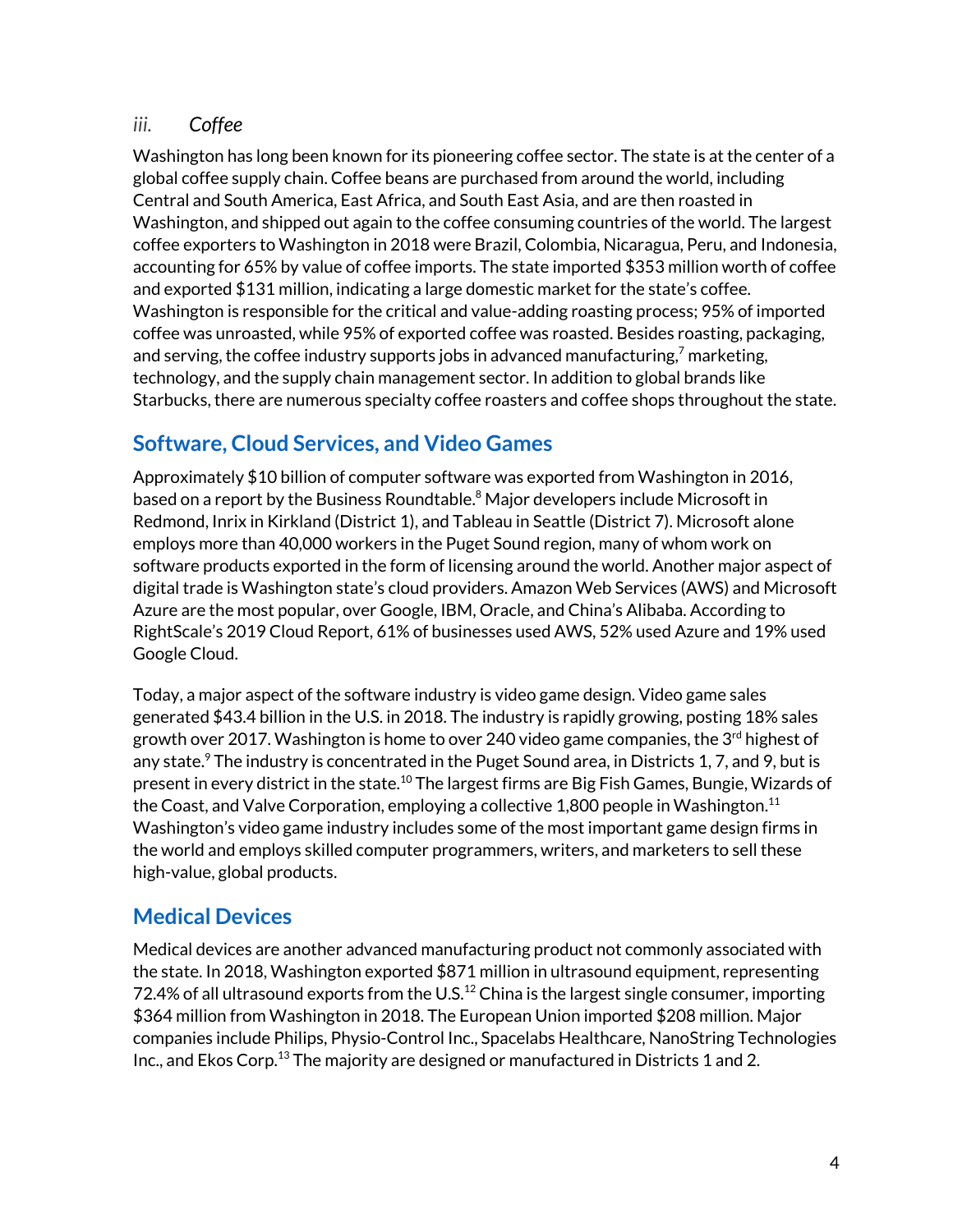### iii. *Coffee*

Washington has long been known for its pioneering coffee sector. The state is at the center of a global coffee supply chain. Coffee beans are purchased from around the world, including Central and South America, East Africa, and South East Asia, and are then roasted in Washington, and shipped out again to the coffee consuming countries of the world. The largest coffee exporters to Washington in 2018 were Brazil, Colombia, Nicaragua, Peru, and Indonesia, accounting for 65% by value of coffee imports. The state imported $353 million worth of coffee and exported $131 million, indicating a large domestic market for the state's coffee. Washington is responsible for the critical and value-adding roasting process; 95% of imported coffee was unroasted, while 95% of exported coffee was roasted. Besides roasting, packaging, and serving, the coffee industry supports jobs in advanced manufacturing,[7] marketing, technology, and the supply chain management sector. In addition to global brands like Starbucks, there are numerous specialty coffee roasters and coffee shops throughout the state.

## Software, Cloud Services, and Video Games

Approximately $10 billion of computer software was exported from Washington in 2016, based on a report by the Business Roundtable.[8] Major developers include Microsoft in Redmond, Inrix in Kirkland (District 1), and Tableau in Seattle (District 7). Microsoft alone employs more than 40,000 workers in the Puget Sound region, many of whom work on software products exported in the form of licensing around the world. Another major aspect of digital trade is Washington state's cloud providers. Amazon Web Services (AWS) and Microsoft Azure are the most popular, over Google, IBM, Oracle, and China's Alibaba. According to RightScale's 2019 Cloud Report, 61% of businesses used AWS, 52% used Azure and 19% used Google Cloud.

Today, a major aspect of the software industry is video game design. Video game sales generated $43.4 billion in the U.S. in 2018. The industry is rapidly growing, posting 18% sales growth over 2017. Washington is home to over 240 video game companies, the 3rd highest of any state.[9] The industry is concentrated in the Puget Sound area, in Districts 1, 7, and 9, but is present in every district in the state.[10] The largest firms are Big Fish Games, Bungie, Wizards of the Coast, and Valve Corporation, employing a collective 1,800 people in Washington.[11] Washington's video game industry includes some of the most important game design firms in the world and employs skilled computer programmers, writers, and marketers to sell these high-value, global products.

## Medical Devices

Medical devices are another advanced manufacturing product not commonly associated with the state. In 2018, Washington exported $871 million in ultrasound equipment, representing 72.4% of all ultrasound exports from the U.S.[12] China is the largest single consumer, importing $364 million from Washington in 2018. The European Union imported $208 million. Major companies include Philips, Physio-Control Inc., Spacelabs Healthcare, NanoString Technologies Inc., and Ekos Corp.[13] The majority are designed or manufactured in Districts 1 and 2.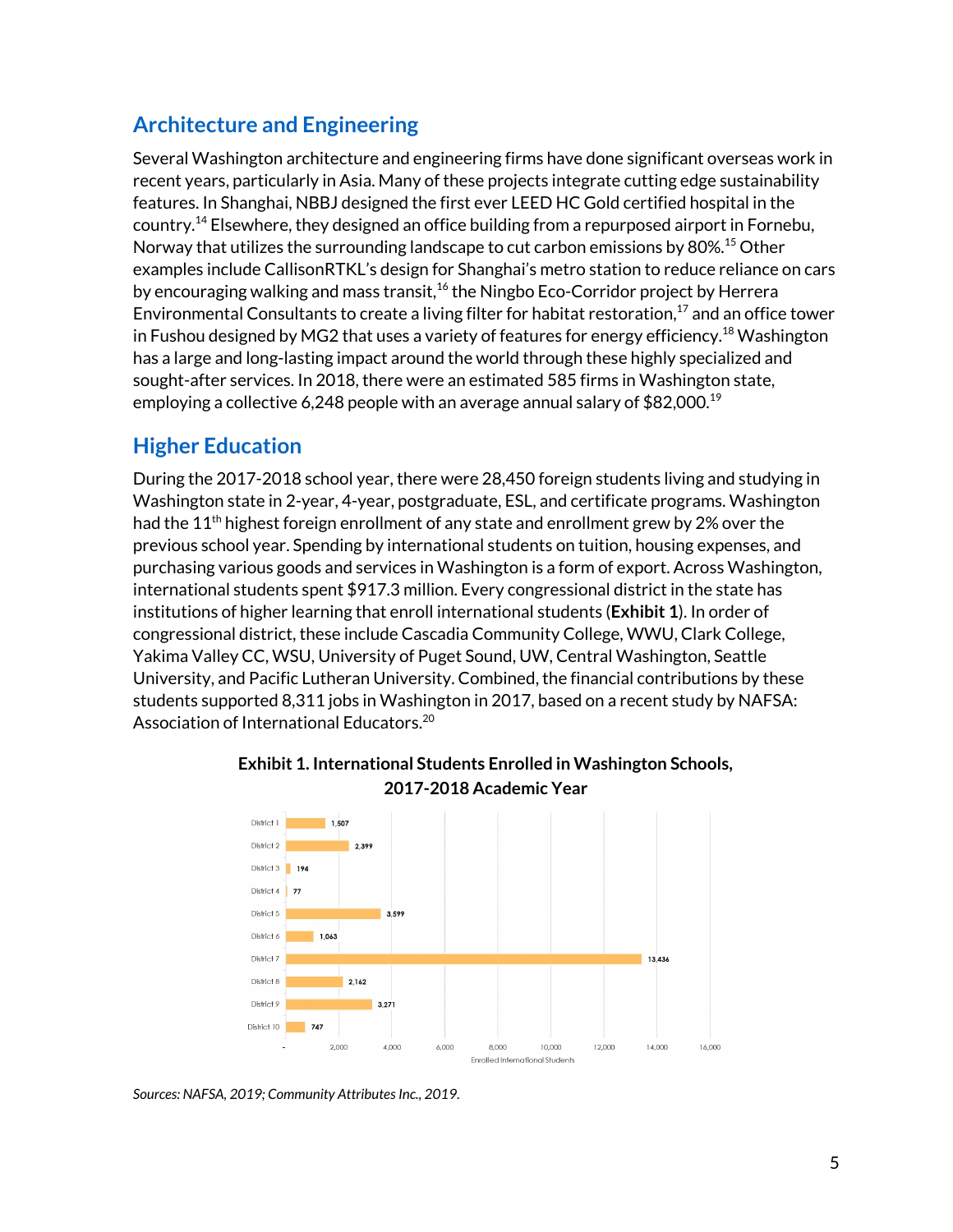## Architecture and Engineering

Several Washington architecture and engineering firms have done significant overseas work in recent years, particularly in Asia. Many of these projects integrate cutting edge sustainability features. In Shanghai, NBBJ designed the first ever LEED HC Gold certified hospital in the country.[14] Elsewhere, they designed an office building from a repurposed airport in Fornebu, Norway that utilizes the surrounding landscape to cut carbon emissions by 80%.[15] Other examples include CallisonRTKL's design for Shanghai's metro station to reduce reliance on cars by encouraging walking and mass transit,[16] the Ningbo Eco-Corridor project by Herrera Environmental Consultants to create a living filter for habitat restoration,[17] and an office tower in Fushou designed by MG2 that uses a variety of features for energy efficiency.[18] Washington has a large and long-lasting impact around the world through these highly specialized and sought-after services. In 2018, there were an estimated 585 firms in Washington state, employing a collective 6,248 people with an average annual salary of $82,000.[19]

## Higher Education

During the 2017-2018 school year, there were 28,450 foreign students living and studying in Washington state in 2-year, 4-year, postgraduate, ESL, and certificate programs. Washington had the 11th highest foreign enrollment of any state and enrollment grew by 2% over the previous school year. Spending by international students on tuition, housing expenses, and purchasing various goods and services in Washington is a form of export. Across Washington, international students spent $917.3 million. Every congressional district in the state has institutions of higher learning that enroll international students (**Exhibit 1**). In order of congressional district, these include Cascadia Community College, WWU, Clark College, Yakima Valley CC, WSU, University of Puget Sound, UW, Central Washington, Seattle University, and Pacific Lutheran University. Combined, the financial contributions by these students supported 8,311 jobs in Washington in 2017, based on a recent study by NAFSA: Association of International Educators.[20]

**Exhibit 1. International Students Enrolled in Washington Schools, 2017-2018 Academic Year**

| District | Enrolled International Students |
| --- | --- |
| District 1 | 1,507 |
| District 2 | 2,399 |
| District 3 | 194 |
| District 4 | 77 |
| District 5 | 3,599 |
| District 6 | 1,063 |
| District 7 | 13,436 |
| District 8 | 2,162 |
| District 9 | 3,271 |
| District 10 | 747 |

*Sources: NAFSA, 2019; Community Attributes Inc., 2019.*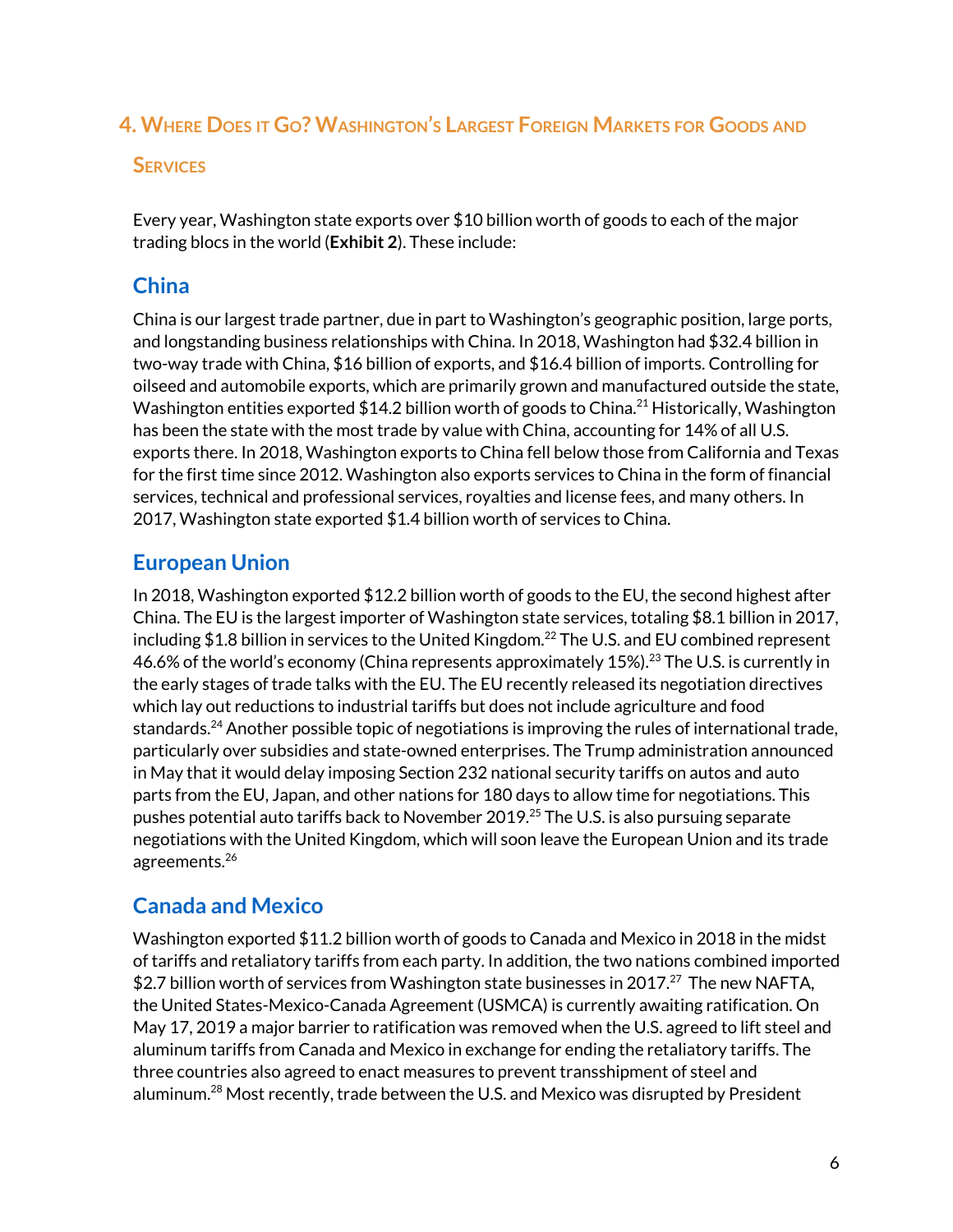## 4. Where Does it Go? Washington's Largest Foreign Markets for Goods and Services

Every year, Washington state exports over $10 billion worth of goods to each of the major trading blocs in the world (**Exhibit 2**). These include:

### China

China is our largest trade partner, due in part to Washington's geographic position, large ports, and longstanding business relationships with China. In 2018, Washington had $32.4 billion in two-way trade with China, $16 billion of exports, and $16.4 billion of imports. Controlling for oilseed and automobile exports, which are primarily grown and manufactured outside the state, Washington entities exported $14.2 billion worth of goods to China.[21] Historically, Washington has been the state with the most trade by value with China, accounting for 14% of all U.S. exports there. In 2018, Washington exports to China fell below those from California and Texas for the first time since 2012. Washington also exports services to China in the form of financial services, technical and professional services, royalties and license fees, and many others. In 2017, Washington state exported $1.4 billion worth of services to China.

### European Union

In 2018, Washington exported $12.2 billion worth of goods to the EU, the second highest after China. The EU is the largest importer of Washington state services, totaling $8.1 billion in 2017, including $1.8 billion in services to the United Kingdom.[22] The U.S. and EU combined represent 46.6% of the world's economy (China represents approximately 15%).[23] The U.S. is currently in the early stages of trade talks with the EU. The EU recently released its negotiation directives which lay out reductions to industrial tariffs but does not include agriculture and food standards.[24] Another possible topic of negotiations is improving the rules of international trade, particularly over subsidies and state-owned enterprises. The Trump administration announced in May that it would delay imposing Section 232 national security tariffs on autos and auto parts from the EU, Japan, and other nations for 180 days to allow time for negotiations. This pushes potential auto tariffs back to November 2019.[25] The U.S. is also pursuing separate negotiations with the United Kingdom, which will soon leave the European Union and its trade agreements.[26]

### Canada and Mexico

Washington exported $11.2 billion worth of goods to Canada and Mexico in 2018 in the midst of tariffs and retaliatory tariffs from each party. In addition, the two nations combined imported $2.7 billion worth of services from Washington state businesses in 2017.[27] The new NAFTA, the United States-Mexico-Canada Agreement (USMCA) is currently awaiting ratification. On May 17, 2019 a major barrier to ratification was removed when the U.S. agreed to lift steel and aluminum tariffs from Canada and Mexico in exchange for ending the retaliatory tariffs. The three countries also agreed to enact measures to prevent transshipment of steel and aluminum.[28] Most recently, trade between the U.S. and Mexico was disrupted by President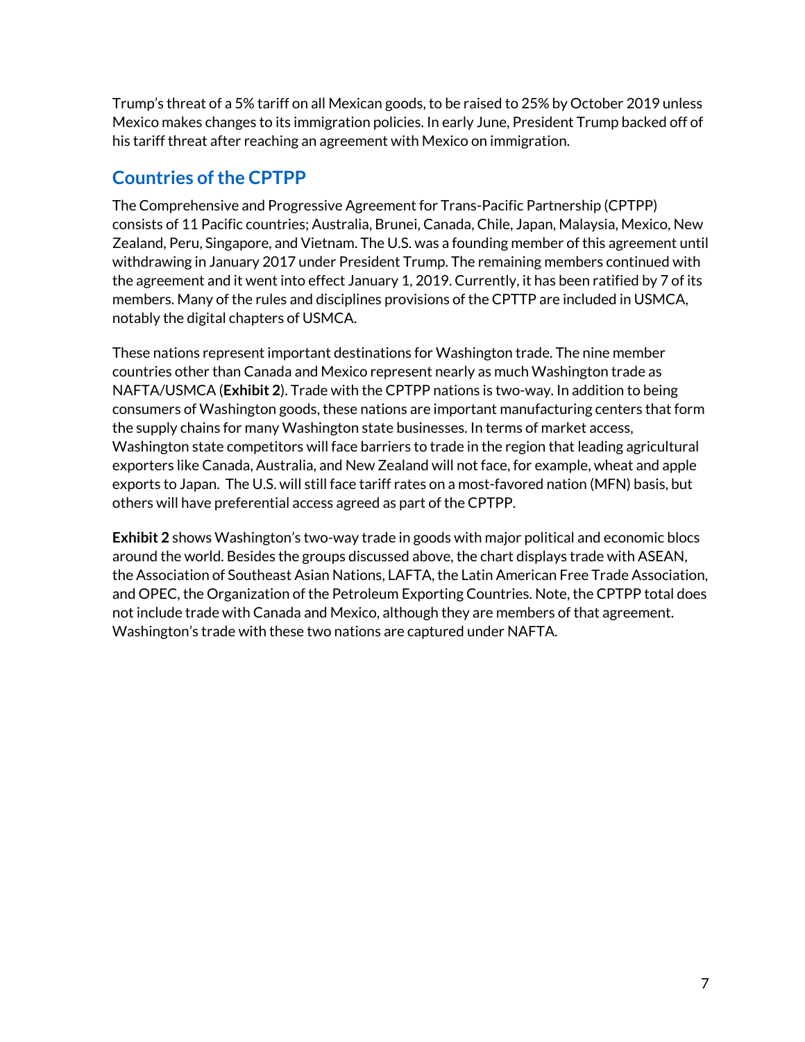Trump's threat of a 5% tariff on all Mexican goods, to be raised to 25% by October 2019 unless Mexico makes changes to its immigration policies. In early June, President Trump backed off of his tariff threat after reaching an agreement with Mexico on immigration.

## Countries of the CPTPP

The Comprehensive and Progressive Agreement for Trans-Pacific Partnership (CPTPP) consists of 11 Pacific countries; Australia, Brunei, Canada, Chile, Japan, Malaysia, Mexico, New Zealand, Peru, Singapore, and Vietnam. The U.S. was a founding member of this agreement until withdrawing in January 2017 under President Trump. The remaining members continued with the agreement and it went into effect January 1, 2019. Currently, it has been ratified by 7 of its members. Many of the rules and disciplines provisions of the CPTTP are included in USMCA, notably the digital chapters of USMCA.

These nations represent important destinations for Washington trade. The nine member countries other than Canada and Mexico represent nearly as much Washington trade as NAFTA/USMCA (**Exhibit 2**). Trade with the CPTPP nations is two-way. In addition to being consumers of Washington goods, these nations are important manufacturing centers that form the supply chains for many Washington state businesses. In terms of market access, Washington state competitors will face barriers to trade in the region that leading agricultural exporters like Canada, Australia, and New Zealand will not face, for example, wheat and apple exports to Japan. The U.S. will still face tariff rates on a most-favored nation (MFN) basis, but others will have preferential access agreed as part of the CPTPP.

**Exhibit 2** shows Washington's two-way trade in goods with major political and economic blocs around the world. Besides the groups discussed above, the chart displays trade with ASEAN, the Association of Southeast Asian Nations, LAFTA, the Latin American Free Trade Association, and OPEC, the Organization of the Petroleum Exporting Countries. Note, the CPTPP total does not include trade with Canada and Mexico, although they are members of that agreement. Washington's trade with these two nations are captured under NAFTA.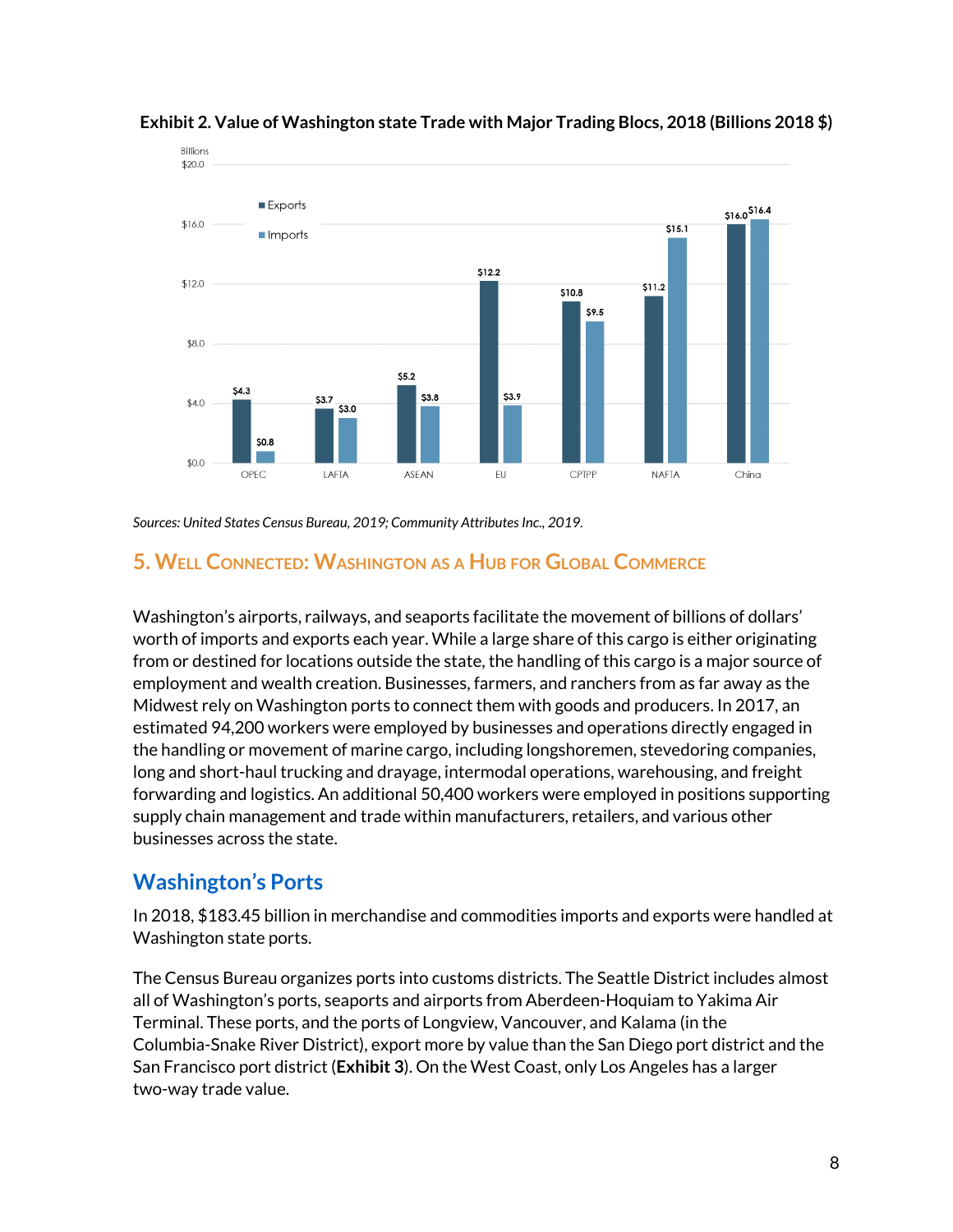**Exhibit 2. Value of Washington state Trade with Major Trading Blocs, 2018 (Billions 2018 $)**

| Trading Bloc | Exports | Imports |
|---|---|---|
| OPEC | $4.3 | $0.8 |
| LAFTA | $3.7 | $3.0 |
| ASEAN | $5.2 | $3.8 |
| EU | $12.2 | $3.9 |
| CPTPP | $10.8 | $9.5 |
| NAFTA | $11.2 | $15.1 |
| China | $16.0 | $16.4 |

*Sources: United States Census Bureau, 2019; Community Attributes Inc., 2019.*

## 5. Well Connected: Washington as a Hub for Global Commerce

Washington's airports, railways, and seaports facilitate the movement of billions of dollars' worth of imports and exports each year. While a large share of this cargo is either originating from or destined for locations outside the state, the handling of this cargo is a major source of employment and wealth creation. Businesses, farmers, and ranchers from as far away as the Midwest rely on Washington ports to connect them with goods and producers. In 2017, an estimated 94,200 workers were employed by businesses and operations directly engaged in the handling or movement of marine cargo, including longshoremen, stevedoring companies, long and short-haul trucking and drayage, intermodal operations, warehousing, and freight forwarding and logistics. An additional 50,400 workers were employed in positions supporting supply chain management and trade within manufacturers, retailers, and various other businesses across the state.

### Washington's Ports

In 2018, $183.45 billion in merchandise and commodities imports and exports were handled at Washington state ports.

The Census Bureau organizes ports into customs districts. The Seattle District includes almost all of Washington's ports, seaports and airports from Aberdeen-Hoquiam to Yakima Air Terminal. These ports, and the ports of Longview, Vancouver, and Kalama (in the Columbia-Snake River District), export more by value than the San Diego port district and the San Francisco port district (**Exhibit 3**). On the West Coast, only Los Angeles has a larger two-way trade value.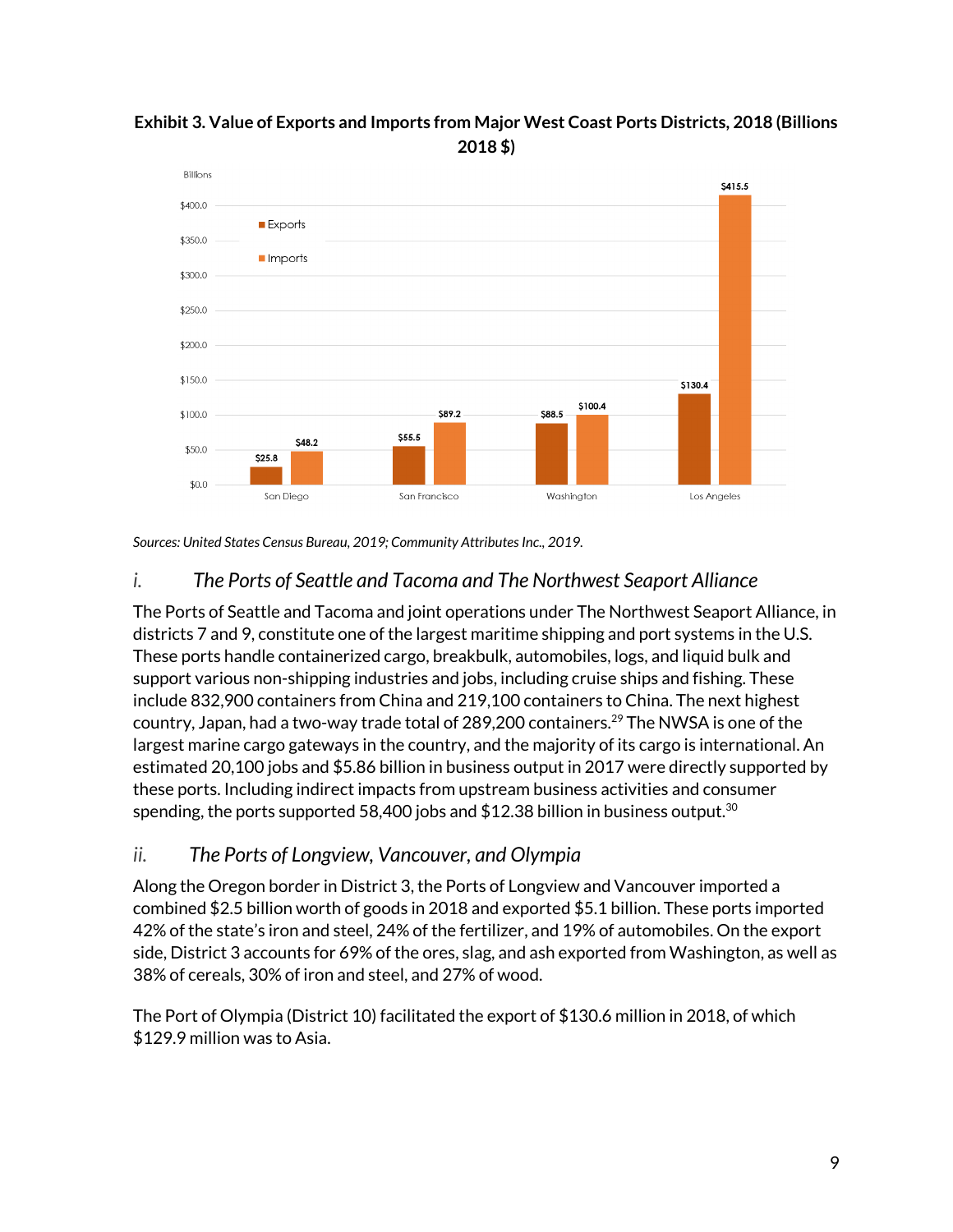**Exhibit 3. Value of Exports and Imports from Major West Coast Ports Districts, 2018 (Billions 2018 $)**

| | Exports | Imports |
|---|---|---|
| San Diego | $25.8 | $48.2 |
| San Francisco | $55.5 | $89.2 |
| Washington | $88.5 | $100.4 |
| Los Angeles | $130.4 | $415.5 |

*Sources: United States Census Bureau, 2019; Community Attributes Inc., 2019.*

### *i. The Ports of Seattle and Tacoma and The Northwest Seaport Alliance*

The Ports of Seattle and Tacoma and joint operations under The Northwest Seaport Alliance, in districts 7 and 9, constitute one of the largest maritime shipping and port systems in the U.S. These ports handle containerized cargo, breakbulk, automobiles, logs, and liquid bulk and support various non-shipping industries and jobs, including cruise ships and fishing. These include 832,900 containers from China and 219,100 containers to China. The next highest country, Japan, had a two-way trade total of 289,200 containers.[29] The NWSA is one of the largest marine cargo gateways in the country, and the majority of its cargo is international. An estimated 20,100 jobs and $5.86 billion in business output in 2017 were directly supported by these ports. Including indirect impacts from upstream business activities and consumer spending, the ports supported 58,400 jobs and $12.38 billion in business output.[30]

### *ii. The Ports of Longview, Vancouver, and Olympia*

Along the Oregon border in District 3, the Ports of Longview and Vancouver imported a combined $2.5 billion worth of goods in 2018 and exported $5.1 billion. These ports imported 42% of the state's iron and steel, 24% of the fertilizer, and 19% of automobiles. On the export side, District 3 accounts for 69% of the ores, slag, and ash exported from Washington, as well as 38% of cereals, 30% of iron and steel, and 27% of wood.

The Port of Olympia (District 10) facilitated the export of $130.6 million in 2018, of which $129.9 million was to Asia.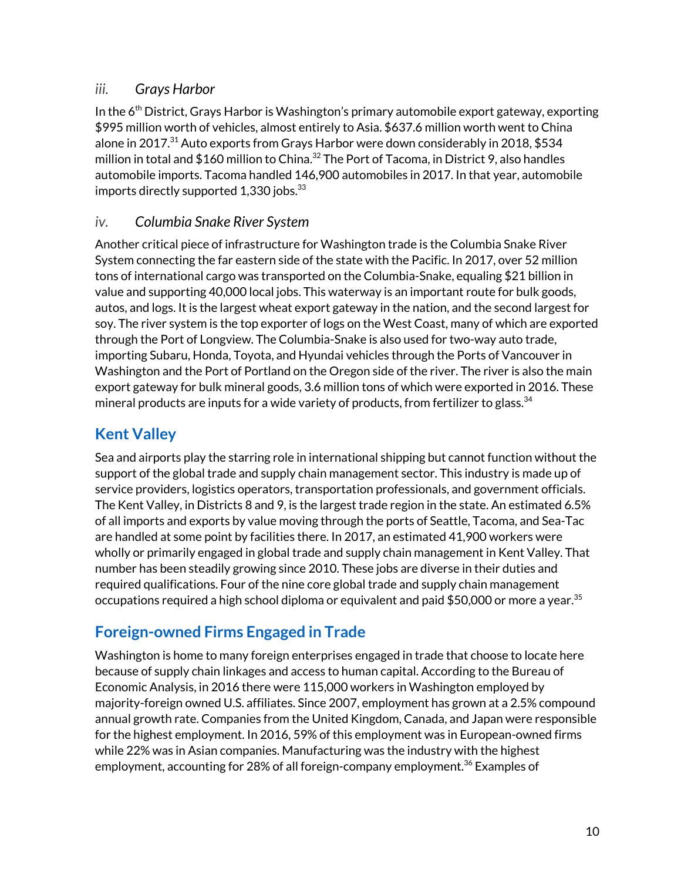### iii. *Grays Harbor*

In the 6th District, Grays Harbor is Washington's primary automobile export gateway, exporting $995 million worth of vehicles, almost entirely to Asia. $637.6 million worth went to China alone in 2017.[31] Auto exports from Grays Harbor were down considerably in 2018, $534 million in total and $160 million to China.[32] The Port of Tacoma, in District 9, also handles automobile imports. Tacoma handled 146,900 automobiles in 2017. In that year, automobile imports directly supported 1,330 jobs.[33]

### iv. *Columbia Snake River System*

Another critical piece of infrastructure for Washington trade is the Columbia Snake River System connecting the far eastern side of the state with the Pacific. In 2017, over 52 million tons of international cargo was transported on the Columbia-Snake, equaling $21 billion in value and supporting 40,000 local jobs. This waterway is an important route for bulk goods, autos, and logs. It is the largest wheat export gateway in the nation, and the second largest for soy. The river system is the top exporter of logs on the West Coast, many of which are exported through the Port of Longview. The Columbia-Snake is also used for two-way auto trade, importing Subaru, Honda, Toyota, and Hyundai vehicles through the Ports of Vancouver in Washington and the Port of Portland on the Oregon side of the river. The river is also the main export gateway for bulk mineral goods, 3.6 million tons of which were exported in 2016. These mineral products are inputs for a wide variety of products, from fertilizer to glass.[34]

## Kent Valley

Sea and airports play the starring role in international shipping but cannot function without the support of the global trade and supply chain management sector. This industry is made up of service providers, logistics operators, transportation professionals, and government officials. The Kent Valley, in Districts 8 and 9, is the largest trade region in the state. An estimated 6.5% of all imports and exports by value moving through the ports of Seattle, Tacoma, and Sea-Tac are handled at some point by facilities there. In 2017, an estimated 41,900 workers were wholly or primarily engaged in global trade and supply chain management in Kent Valley. That number has been steadily growing since 2010. These jobs are diverse in their duties and required qualifications. Four of the nine core global trade and supply chain management occupations required a high school diploma or equivalent and paid $50,000 or more a year.[35]

## Foreign-owned Firms Engaged in Trade

Washington is home to many foreign enterprises engaged in trade that choose to locate here because of supply chain linkages and access to human capital. According to the Bureau of Economic Analysis, in 2016 there were 115,000 workers in Washington employed by majority-foreign owned U.S. affiliates. Since 2007, employment has grown at a 2.5% compound annual growth rate. Companies from the United Kingdom, Canada, and Japan were responsible for the highest employment. In 2016, 59% of this employment was in European-owned firms while 22% was in Asian companies. Manufacturing was the industry with the highest employment, accounting for 28% of all foreign-company employment.[36] Examples of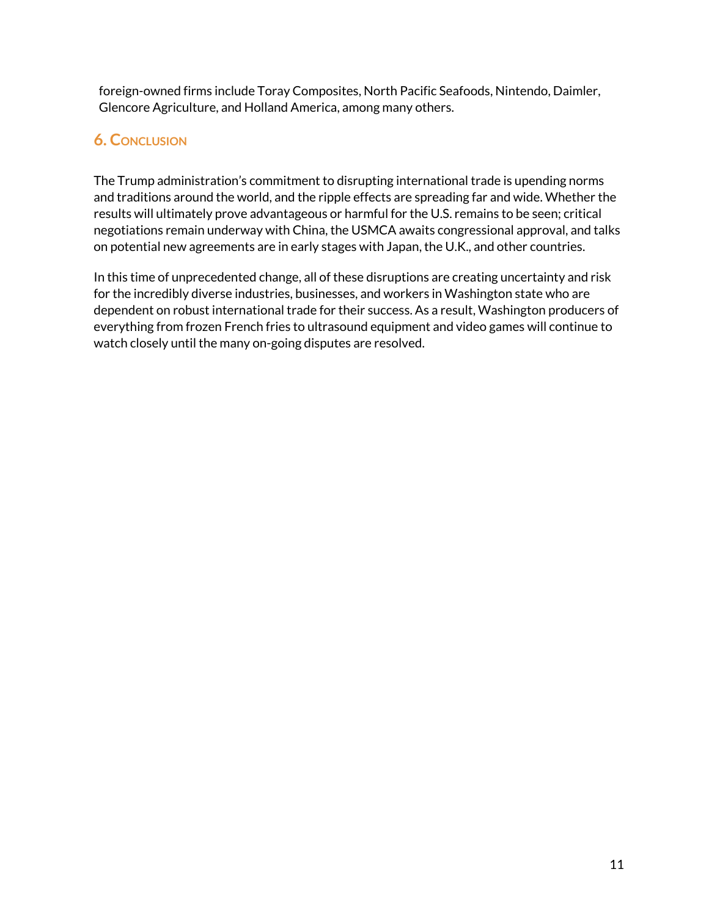foreign-owned firms include Toray Composites, North Pacific Seafoods, Nintendo, Daimler, Glencore Agriculture, and Holland America, among many others.

## 6. Conclusion

The Trump administration's commitment to disrupting international trade is upending norms and traditions around the world, and the ripple effects are spreading far and wide. Whether the results will ultimately prove advantageous or harmful for the U.S. remains to be seen; critical negotiations remain underway with China, the USMCA awaits congressional approval, and talks on potential new agreements are in early stages with Japan, the U.K., and other countries.

In this time of unprecedented change, all of these disruptions are creating uncertainty and risk for the incredibly diverse industries, businesses, and workers in Washington state who are dependent on robust international trade for their success. As a result, Washington producers of everything from frozen French fries to ultrasound equipment and video games will continue to watch closely until the many on-going disputes are resolved.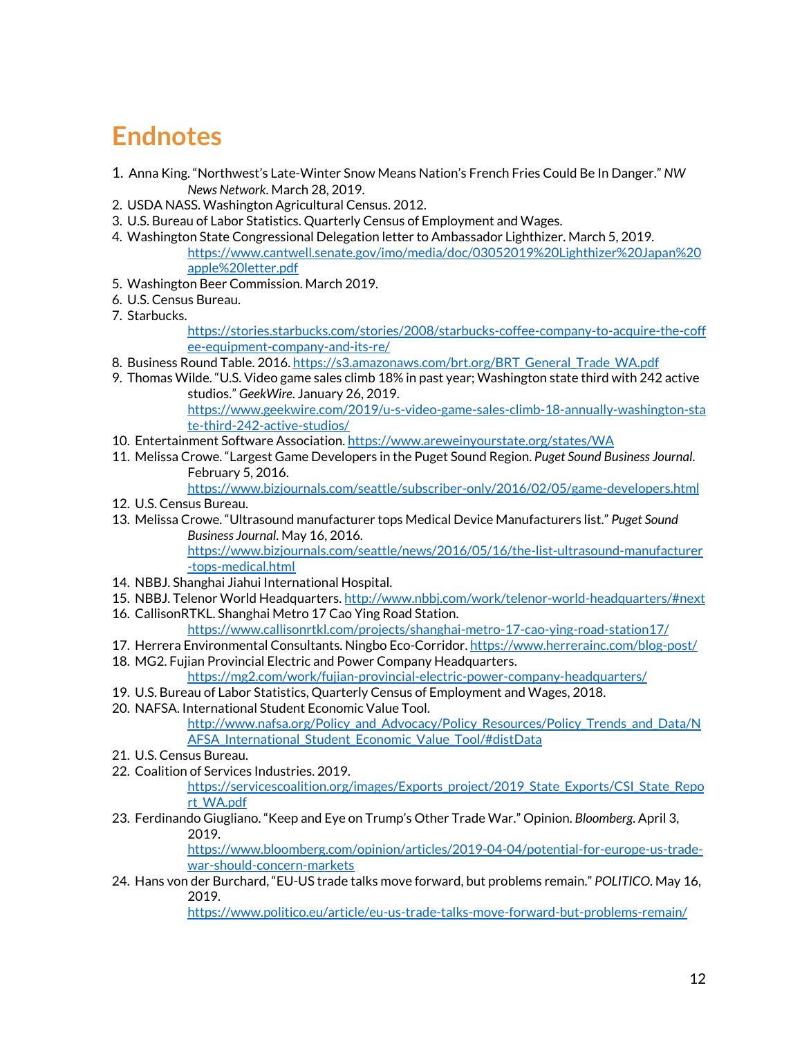# Endnotes

1. Anna King. "Northwest's Late-Winter Snow Means Nation's French Fries Could Be In Danger." *NW News Network*. March 28, 2019.
2. USDA NASS. Washington Agricultural Census. 2012.
3. U.S. Bureau of Labor Statistics. Quarterly Census of Employment and Wages.
4. Washington State Congressional Delegation letter to Ambassador Lighthizer. March 5, 2019. https://www.cantwell.senate.gov/imo/media/doc/03052019%20Lighthizer%20Japan%20apple%20letter.pdf
5. Washington Beer Commission. March 2019.
6. U.S. Census Bureau.
7. Starbucks. https://stories.starbucks.com/stories/2008/starbucks-coffee-company-to-acquire-the-coffee-equipment-company-and-its-re/
8. Business Round Table. 2016. https://s3.amazonaws.com/brt.org/BRT_General_Trade_WA.pdf
9. Thomas Wilde. "U.S. Video game sales climb 18% in past year; Washington state third with 242 active studios." *GeekWire*. January 26, 2019. https://www.geekwire.com/2019/u-s-video-game-sales-climb-18-annually-washington-state-third-242-active-studios/
10. Entertainment Software Association. https://www.areweinyourstate.org/states/WA
11. Melissa Crowe. "Largest Game Developers in the Puget Sound Region. *Puget Sound Business Journal*. February 5, 2016. https://www.bizjournals.com/seattle/subscriber-only/2016/02/05/game-developers.html
12. U.S. Census Bureau.
13. Melissa Crowe. "Ultrasound manufacturer tops Medical Device Manufacturers list." *Puget Sound Business Journal*. May 16, 2016. https://www.bizjournals.com/seattle/news/2016/05/16/the-list-ultrasound-manufacturer-tops-medical.html
14. NBBJ. Shanghai Jiahui International Hospital.
15. NBBJ. Telenor World Headquarters. http://www.nbbj.com/work/telenor-world-headquarters/#next
16. CallisonRTKL. Shanghai Metro 17 Cao Ying Road Station. https://www.callisonrtkl.com/projects/shanghai-metro-17-cao-ying-road-station17/
17. Herrera Environmental Consultants. Ningbo Eco-Corridor. https://www.herrerainc.com/blog-post/
18. MG2. Fujian Provincial Electric and Power Company Headquarters. https://mg2.com/work/fujian-provincial-electric-power-company-headquarters/
19. U.S. Bureau of Labor Statistics, Quarterly Census of Employment and Wages, 2018.
20. NAFSA. International Student Economic Value Tool. http://www.nafsa.org/Policy_and_Advocacy/Policy_Resources/Policy_Trends_and_Data/NAFSA_International_Student_Economic_Value_Tool/#distData
21. U.S. Census Bureau.
22. Coalition of Services Industries. 2019. https://servicescoalition.org/images/Exports_project/2019_State_Exports/CSI_State_Report_WA.pdf
23. Ferdinando Giugliano. "Keep and Eye on Trump's Other Trade War." Opinion. *Bloomberg*. April 3, 2019. https://www.bloomberg.com/opinion/articles/2019-04-04/potential-for-europe-us-trade-war-should-concern-markets
24. Hans von der Burchard, "EU-US trade talks move forward, but problems remain." *POLITICO*. May 16, 2019. https://www.politico.eu/article/eu-us-trade-talks-move-forward-but-problems-remain/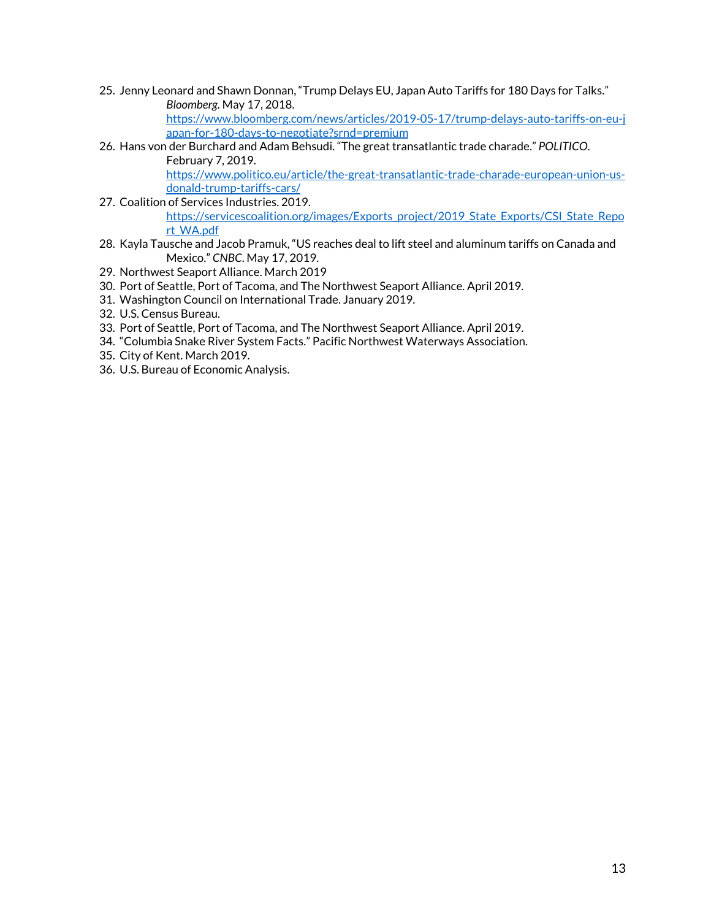25. Jenny Leonard and Shawn Donnan, "Trump Delays EU, Japan Auto Tariffs for 180 Days for Talks." *Bloomberg*. May 17, 2018. https://www.bloomberg.com/news/articles/2019-05-17/trump-delays-auto-tariffs-on-eu-japan-for-180-days-to-negotiate?srnd=premium
26. Hans von der Burchard and Adam Behsudi. "The great transatlantic trade charade." *POLITICO*. February 7, 2019. https://www.politico.eu/article/the-great-transatlantic-trade-charade-european-union-us-donald-trump-tariffs-cars/
27. Coalition of Services Industries. 2019. https://servicescoalition.org/images/Exports_project/2019_State_Exports/CSI_State_Report_WA.pdf
28. Kayla Tausche and Jacob Pramuk, "US reaches deal to lift steel and aluminum tariffs on Canada and Mexico." *CNBC*. May 17, 2019.
29. Northwest Seaport Alliance. March 2019
30. Port of Seattle, Port of Tacoma, and The Northwest Seaport Alliance. April 2019.
31. Washington Council on International Trade. January 2019.
32. U.S. Census Bureau.
33. Port of Seattle, Port of Tacoma, and The Northwest Seaport Alliance. April 2019.
34. "Columbia Snake River System Facts." Pacific Northwest Waterways Association.
35. City of Kent. March 2019.
36. U.S. Bureau of Economic Analysis.